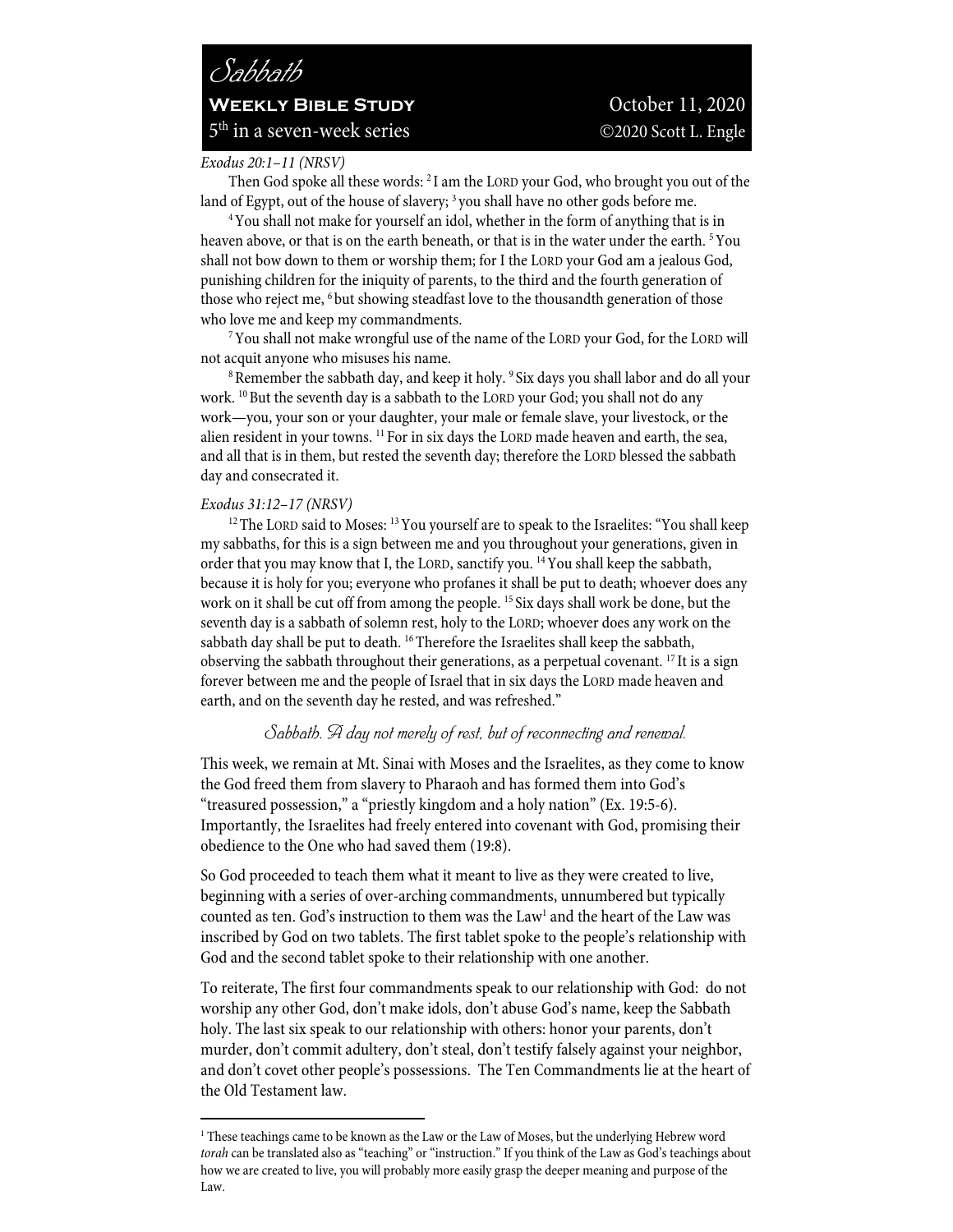# Sabbath

**Weekly Bible Study** October 11, 2020

5th in a seven-week series ©2020 Scott L. Engle

*Exodus 20:1–11 (NRSV)*

Then God spoke all these words: [2] I am the LORD your God, who brought you out of the land of Egypt, out of the house of slavery; [3] you shall have no other gods before me.

[4] You shall not make for yourself an idol, whether in the form of anything that is in heaven above, or that is on the earth beneath, or that is in the water under the earth. [5] You shall not bow down to them or worship them; for I the LORD your God am a jealous God, punishing children for the iniquity of parents, to the third and the fourth generation of those who reject me, [6] but showing steadfast love to the thousandth generation of those who love me and keep my commandments.

[7] You shall not make wrongful use of the name of the LORD your God, for the LORD will not acquit anyone who misuses his name.

[8] Remember the sabbath day, and keep it holy. [9] Six days you shall labor and do all your work. [10] But the seventh day is a sabbath to the LORD your God; you shall not do any work—you, your son or your daughter, your male or female slave, your livestock, or the alien resident in your towns. [11] For in six days the LORD made heaven and earth, the sea, and all that is in them, but rested the seventh day; therefore the LORD blessed the sabbath day and consecrated it.

*Exodus 31:12–17 (NRSV)*

[12] The LORD said to Moses: [13] You yourself are to speak to the Israelites: "You shall keep my sabbaths, for this is a sign between me and you throughout your generations, given in order that you may know that I, the LORD, sanctify you. [14] You shall keep the sabbath, because it is holy for you; everyone who profanes it shall be put to death; whoever does any work on it shall be cut off from among the people. [15] Six days shall work be done, but the seventh day is a sabbath of solemn rest, holy to the LORD; whoever does any work on the sabbath day shall be put to death. [16] Therefore the Israelites shall keep the sabbath, observing the sabbath throughout their generations, as a perpetual covenant. [17] It is a sign forever between me and the people of Israel that in six days the LORD made heaven and earth, and on the seventh day he rested, and was refreshed."

## Sabbath. A day not merely of rest, but of reconnecting and renewal.

This week, we remain at Mt. Sinai with Moses and the Israelites, as they come to know the God freed them from slavery to Pharaoh and has formed them into God's "treasured possession," a "priestly kingdom and a holy nation" (Ex. 19:5-6). Importantly, the Israelites had freely entered into covenant with God, promising their obedience to the One who had saved them (19:8).

So God proceeded to teach them what it meant to live as they were created to live, beginning with a series of over-arching commandments, unnumbered but typically counted as ten. God's instruction to them was the Law[1] and the heart of the Law was inscribed by God on two tablets. The first tablet spoke to the people's relationship with God and the second tablet spoke to their relationship with one another.

To reiterate, The first four commandments speak to our relationship with God: do not worship any other God, don't make idols, don't abuse God's name, keep the Sabbath holy. The last six speak to our relationship with others: honor your parents, don't murder, don't commit adultery, don't steal, don't testify falsely against your neighbor, and don't covet other people's possessions. The Ten Commandments lie at the heart of the Old Testament law.

---

[1] These teachings came to be known as the Law or the Law of Moses, but the underlying Hebrew word *torah* can be translated also as "teaching" or "instruction." If you think of the Law as God's teachings about how we are created to live, you will probably more easily grasp the deeper meaning and purpose of the Law.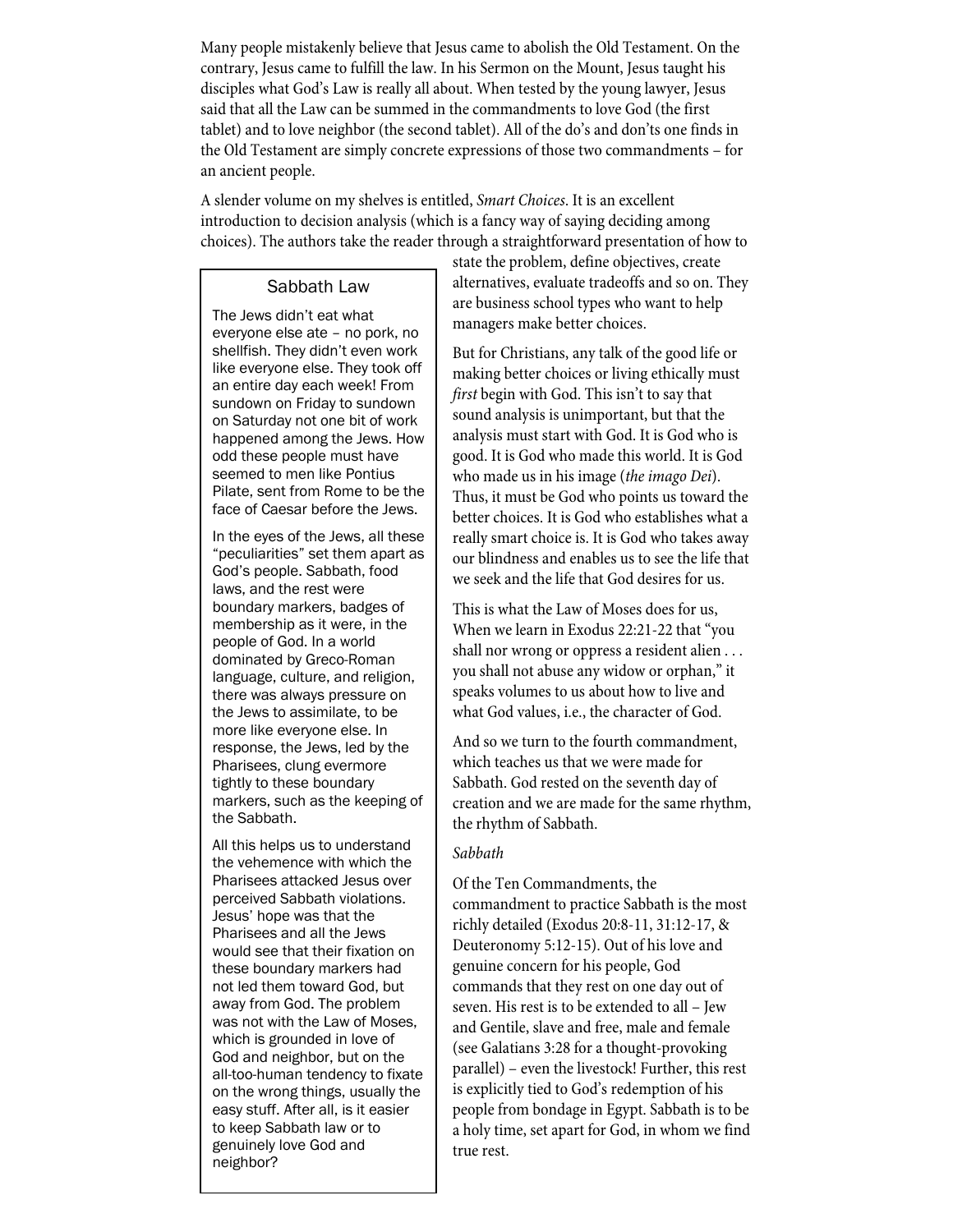Many people mistakenly believe that Jesus came to abolish the Old Testament. On the contrary, Jesus came to fulfill the law. In his Sermon on the Mount, Jesus taught his disciples what God's Law is really all about. When tested by the young lawyer, Jesus said that all the Law can be summed in the commandments to love God (the first tablet) and to love neighbor (the second tablet). All of the do's and don'ts one finds in the Old Testament are simply concrete expressions of those two commandments – for an ancient people.

A slender volume on my shelves is entitled, *Smart Choices*. It is an excellent introduction to decision analysis (which is a fancy way of saying deciding among choices). The authors take the reader through a straightforward presentation of how to state the problem, define objectives, create alternatives, evaluate tradeoffs and so on. They are business school types who want to help managers make better choices.

But for Christians, any talk of the good life or making better choices or living ethically must *first* begin with God. This isn't to say that sound analysis is unimportant, but that the analysis must start with God. It is God who is good. It is God who made this world. It is God who made us in his image (*the imago Dei*). Thus, it must be God who points us toward the better choices. It is God who establishes what a really smart choice is. It is God who takes away our blindness and enables us to see the life that we seek and the life that God desires for us.

This is what the Law of Moses does for us, When we learn in Exodus 22:21-22 that "you shall nor wrong or oppress a resident alien . . . you shall not abuse any widow or orphan," it speaks volumes to us about how to live and what God values, i.e., the character of God.

And so we turn to the fourth commandment, which teaches us that we were made for Sabbath. God rested on the seventh day of creation and we are made for the same rhythm, the rhythm of Sabbath.

*Sabbath*

Of the Ten Commandments, the commandment to practice Sabbath is the most richly detailed (Exodus 20:8-11, 31:12-17, & Deuteronomy 5:12-15). Out of his love and genuine concern for his people, God commands that they rest on one day out of seven. His rest is to be extended to all – Jew and Gentile, slave and free, male and female (see Galatians 3:28 for a thought-provoking parallel) – even the livestock! Further, this rest is explicitly tied to God's redemption of his people from bondage in Egypt. Sabbath is to be a holy time, set apart for God, in whom we find true rest.

> **Sabbath Law**
>
> The Jews didn't eat what everyone else ate – no pork, no shellfish. They didn't even work like everyone else. They took off an entire day each week! From sundown on Friday to sundown on Saturday not one bit of work happened among the Jews. How odd these people must have seemed to men like Pontius Pilate, sent from Rome to be the face of Caesar before the Jews.
>
> In the eyes of the Jews, all these "peculiarities" set them apart as God's people. Sabbath, food laws, and the rest were boundary markers, badges of membership as it were, in the people of God. In a world dominated by Greco-Roman language, culture, and religion, there was always pressure on the Jews to assimilate, to be more like everyone else. In response, the Jews, led by the Pharisees, clung evermore tightly to these boundary markers, such as the keeping of the Sabbath.
>
> All this helps us to understand the vehemence with which the Pharisees attacked Jesus over perceived Sabbath violations. Jesus' hope was that the Pharisees and all the Jews would see that their fixation on these boundary markers had not led them toward God, but away from God. The problem was not with the Law of Moses, which is grounded in love of God and neighbor, but on the all-too-human tendency to fixate on the wrong things, usually the easy stuff. After all, is it easier to keep Sabbath law or to genuinely love God and neighbor?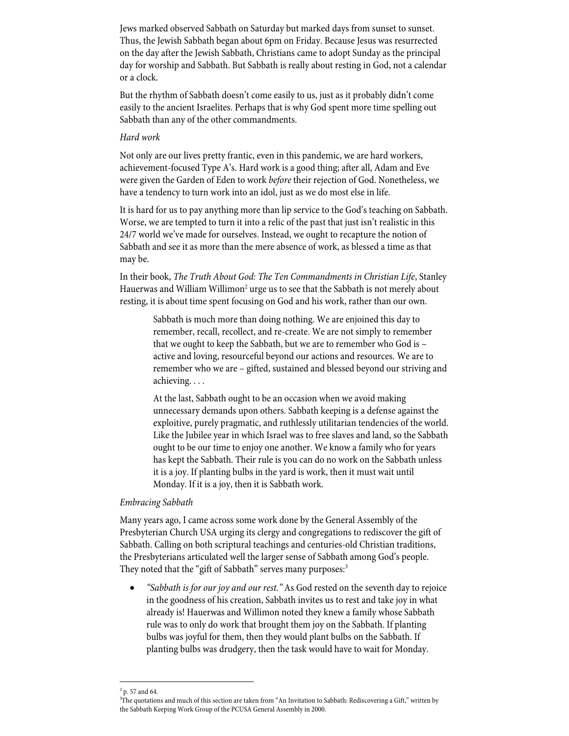Jews marked observed Sabbath on Saturday but marked days from sunset to sunset. Thus, the Jewish Sabbath began about 6pm on Friday. Because Jesus was resurrected on the day after the Jewish Sabbath, Christians came to adopt Sunday as the principal day for worship and Sabbath. But Sabbath is really about resting in God, not a calendar or a clock.

But the rhythm of Sabbath doesn't come easily to us, just as it probably didn't come easily to the ancient Israelites. Perhaps that is why God spent more time spelling out Sabbath than any of the other commandments.

*Hard work*

Not only are our lives pretty frantic, even in this pandemic, we are hard workers, achievement-focused Type A's. Hard work is a good thing; after all, Adam and Eve were given the Garden of Eden to work *before* their rejection of God. Nonetheless, we have a tendency to turn work into an idol, just as we do most else in life.

It is hard for us to pay anything more than lip service to the God's teaching on Sabbath. Worse, we are tempted to turn it into a relic of the past that just isn't realistic in this 24/7 world we've made for ourselves. Instead, we ought to recapture the notion of Sabbath and see it as more than the mere absence of work, as blessed a time as that may be.

In their book, *The Truth About God: The Ten Commandments in Christian Life*, Stanley Hauerwas and William Willimon[2] urge us to see that the Sabbath is not merely about resting, it is about time spent focusing on God and his work, rather than our own.

> Sabbath is much more than doing nothing. We are enjoined this day to remember, recall, recollect, and re-create. We are not simply to remember that we ought to keep the Sabbath, but we are to remember who God is – active and loving, resourceful beyond our actions and resources. We are to remember who we are – gifted, sustained and blessed beyond our striving and achieving. . . .
>
> At the last, Sabbath ought to be an occasion when we avoid making unnecessary demands upon others. Sabbath keeping is a defense against the exploitive, purely pragmatic, and ruthlessly utilitarian tendencies of the world. Like the Jubilee year in which Israel was to free slaves and land, so the Sabbath ought to be our time to enjoy one another. We know a family who for years has kept the Sabbath. Their rule is you can do no work on the Sabbath unless it is a joy. If planting bulbs in the yard is work, then it must wait until Monday. If it is a joy, then it is Sabbath work.

*Embracing Sabbath*

Many years ago, I came across some work done by the General Assembly of the Presbyterian Church USA urging its clergy and congregations to rediscover the gift of Sabbath. Calling on both scriptural teachings and centuries-old Christian traditions, the Presbyterians articulated well the larger sense of Sabbath among God's people. They noted that the "gift of Sabbath" serves many purposes:[3]

- *"Sabbath is for our joy and our rest."* As God rested on the seventh day to rejoice in the goodness of his creation, Sabbath invites us to rest and take joy in what already is! Hauerwas and Willimon noted they knew a family whose Sabbath rule was to only do work that brought them joy on the Sabbath. If planting bulbs was joyful for them, then they would plant bulbs on the Sabbath. If planting bulbs was drudgery, then the task would have to wait for Monday.

---

[2] p. 57 and 64.

[3] The quotations and much of this section are taken from "An Invitation to Sabbath: Rediscovering a Gift," written by the Sabbath Keeping Work Group of the PCUSA General Assembly in 2000.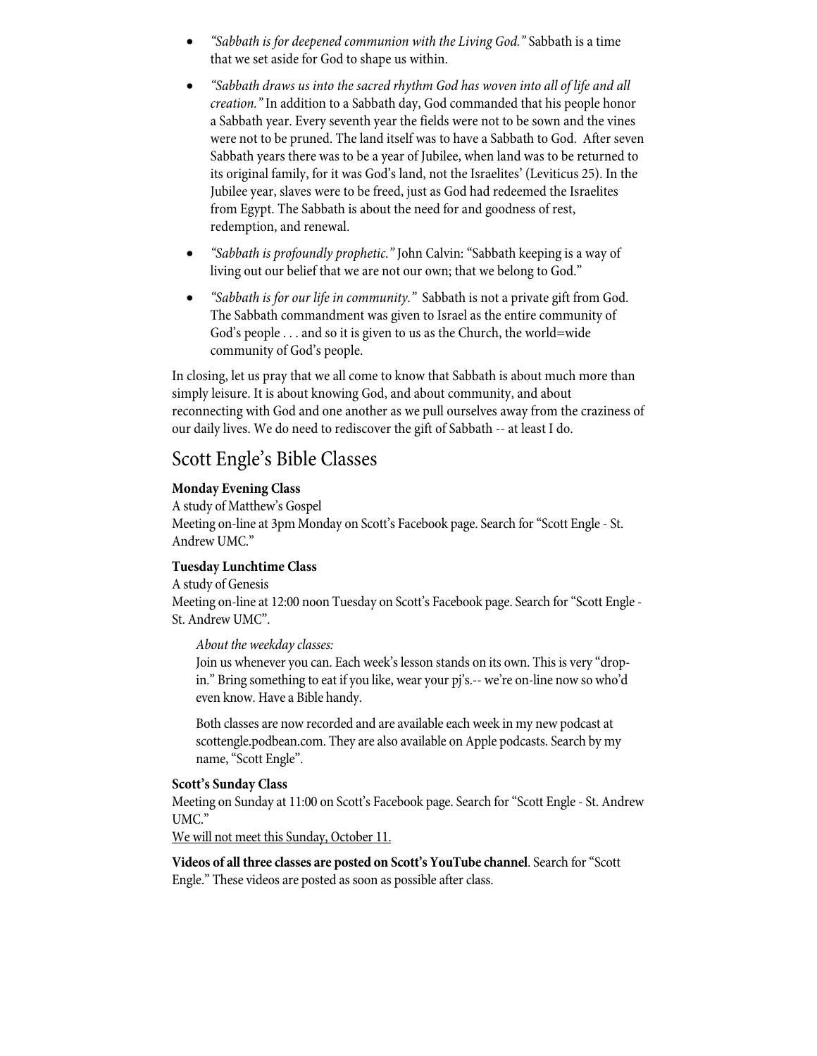- *"Sabbath is for deepened communion with the Living God."* Sabbath is a time that we set aside for God to shape us within.
- *"Sabbath draws us into the sacred rhythm God has woven into all of life and all creation."* In addition to a Sabbath day, God commanded that his people honor a Sabbath year. Every seventh year the fields were not to be sown and the vines were not to be pruned. The land itself was to have a Sabbath to God. After seven Sabbath years there was to be a year of Jubilee, when land was to be returned to its original family, for it was God's land, not the Israelites' (Leviticus 25). In the Jubilee year, slaves were to be freed, just as God had redeemed the Israelites from Egypt. The Sabbath is about the need for and goodness of rest, redemption, and renewal.
- *"Sabbath is profoundly prophetic."* John Calvin: "Sabbath keeping is a way of living out our belief that we are not our own; that we belong to God."
- *"Sabbath is for our life in community."* Sabbath is not a private gift from God. The Sabbath commandment was given to Israel as the entire community of God's people . . . and so it is given to us as the Church, the world=wide community of God's people.

In closing, let us pray that we all come to know that Sabbath is about much more than simply leisure. It is about knowing God, and about community, and about reconnecting with God and one another as we pull ourselves away from the craziness of our daily lives. We do need to rediscover the gift of Sabbath -- at least I do.

## Scott Engle's Bible Classes

**Monday Evening Class**
A study of Matthew's Gospel
Meeting on-line at 3pm Monday on Scott's Facebook page. Search for "Scott Engle - St. Andrew UMC."

**Tuesday Lunchtime Class**
A study of Genesis
Meeting on-line at 12:00 noon Tuesday on Scott's Facebook page. Search for "Scott Engle - St. Andrew UMC".

> *About the weekday classes:*
> Join us whenever you can. Each week's lesson stands on its own. This is very "drop-in." Bring something to eat if you like, wear your pj's.-- we're on-line now so who'd even know. Have a Bible handy.
>
> Both classes are now recorded and are available each week in my new podcast at scottengle.podbean.com. They are also available on Apple podcasts. Search by my name, "Scott Engle".

**Scott's Sunday Class**
Meeting on Sunday at 11:00 on Scott's Facebook page. Search for "Scott Engle - St. Andrew UMC."
<u>We will not meet this Sunday, October 11.</u>

**Videos of all three classes are posted on Scott's YouTube channel**. Search for "Scott Engle." These videos are posted as soon as possible after class.